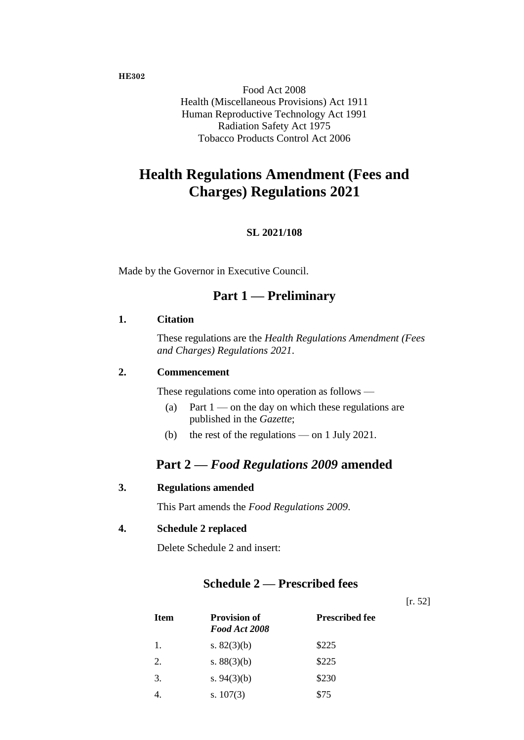**HE302**

Food Act 2008
Health (Miscellaneous Provisions) Act 1911
Human Reproductive Technology Act 1991
Radiation Safety Act 1975
Tobacco Products Control Act 2006

# Health Regulations Amendment (Fees and Charges) Regulations 2021

**SL 2021/108**

Made by the Governor in Executive Council.

## Part 1 — Preliminary

### 1. Citation

These regulations are the *Health Regulations Amendment (Fees and Charges) Regulations 2021*.

### 2. Commencement

These regulations come into operation as follows —

(a) Part 1 — on the day on which these regulations are published in the *Gazette*;

(b) the rest of the regulations — on 1 July 2021.

## Part 2 — *Food Regulations 2009* amended

### 3. Regulations amended

This Part amends the *Food Regulations 2009*.

### 4. Schedule 2 replaced

Delete Schedule 2 and insert:

### Schedule 2 — Prescribed fees

[r. 52]

| Item | Provision of *Food Act 2008* | Prescribed fee |
|---|---|---|
| 1. | s. 82(3)(b) | $225 |
| 2. | s. 88(3)(b) | $225 |
| 3. | s. 94(3)(b) | $230 |
| 4. | s. 107(3) | $75 |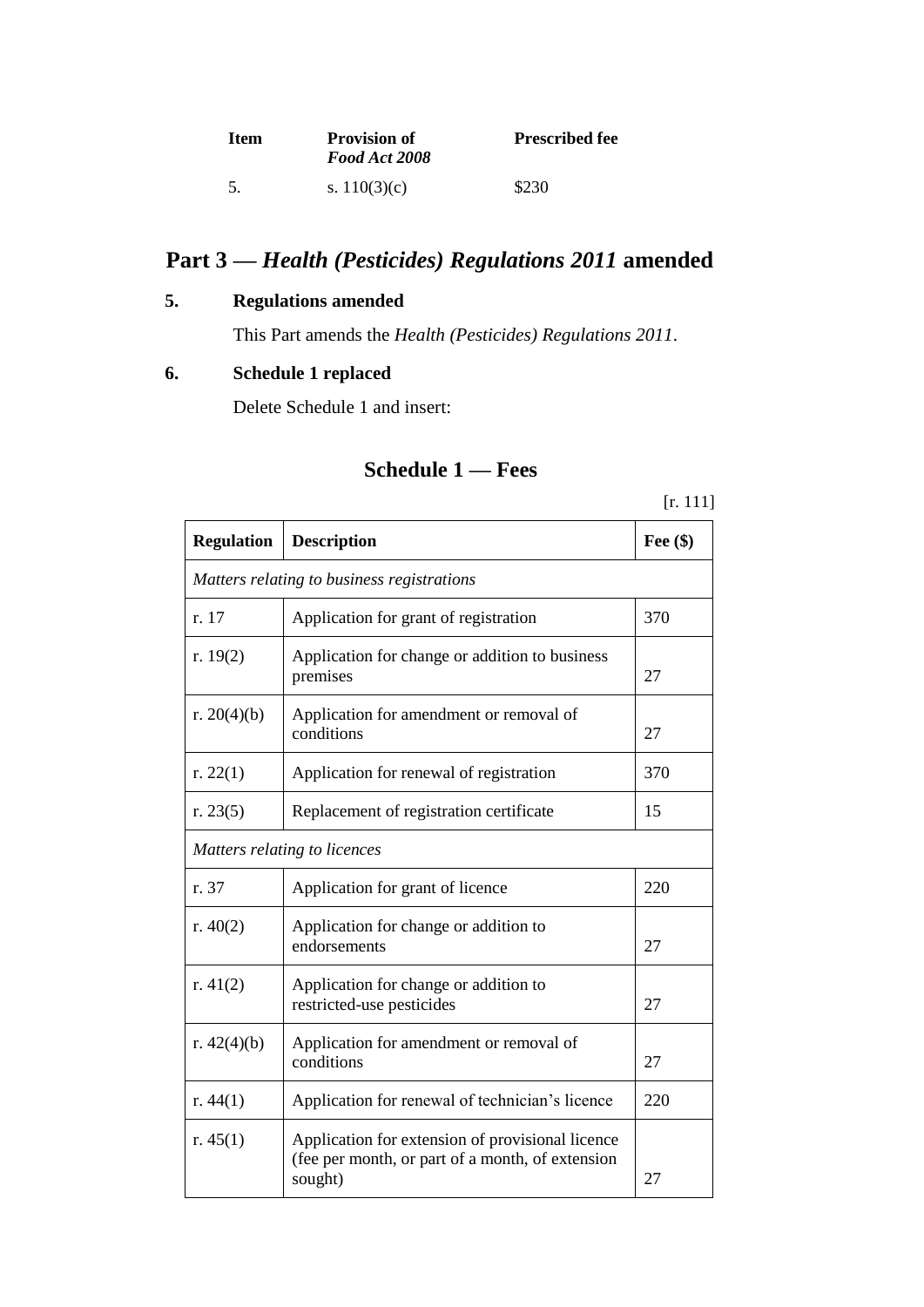| Item | Provision of *Food Act 2008* | Prescribed fee |
|---|---|---|
| 5. | s. 110(3)(c) | $230 |

## Part 3 — *Health (Pesticides) Regulations 2011* amended

### 5. Regulations amended

This Part amends the *Health (Pesticides) Regulations 2011*.

### 6. Schedule 1 replaced

Delete Schedule 1 and insert:

## Schedule 1 — Fees

[r. 111]

| Regulation | Description | Fee ($) |
|---|---|---|
| *Matters relating to business registrations* | | |
| r. 17 | Application for grant of registration | 370 |
| r. 19(2) | Application for change or addition to business premises | 27 |
| r. 20(4)(b) | Application for amendment or removal of conditions | 27 |
| r. 22(1) | Application for renewal of registration | 370 |
| r. 23(5) | Replacement of registration certificate | 15 |
| *Matters relating to licences* | | |
| r. 37 | Application for grant of licence | 220 |
| r. 40(2) | Application for change or addition to endorsements | 27 |
| r. 41(2) | Application for change or addition to restricted-use pesticides | 27 |
| r. 42(4)(b) | Application for amendment or removal of conditions | 27 |
| r. 44(1) | Application for renewal of technician's licence | 220 |
| r. 45(1) | Application for extension of provisional licence (fee per month, or part of a month, of extension sought) | 27 |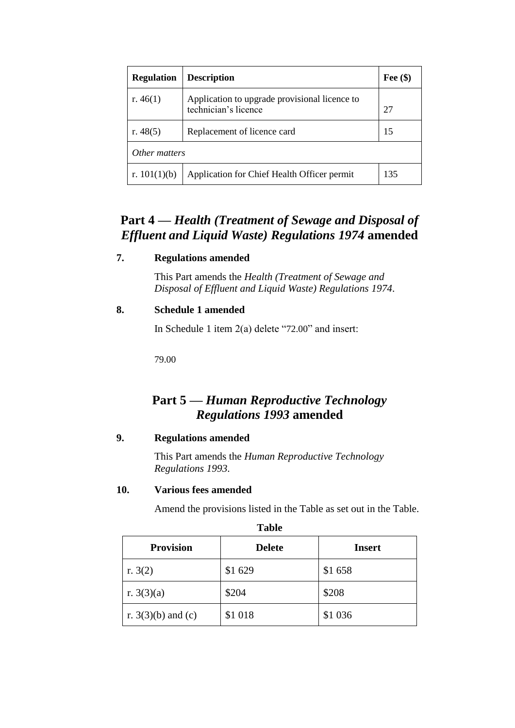| Regulation | Description | Fee ($) |
|---|---|---|
| r. 46(1) | Application to upgrade provisional licence to technician's licence | 27 |
| r. 48(5) | Replacement of licence card | 15 |
| *Other matters* | | |
| r. 101(1)(b) | Application for Chief Health Officer permit | 135 |

## Part 4 — *Health (Treatment of Sewage and Disposal of Effluent and Liquid Waste) Regulations 1974* amended

### 7. Regulations amended

This Part amends the *Health (Treatment of Sewage and Disposal of Effluent and Liquid Waste) Regulations 1974*.

### 8. Schedule 1 amended

In Schedule 1 item 2(a) delete "72.00" and insert:

79.00

## Part 5 — *Human Reproductive Technology Regulations 1993* amended

### 9. Regulations amended

This Part amends the *Human Reproductive Technology Regulations 1993*.

### 10. Various fees amended

Amend the provisions listed in the Table as set out in the Table.

**Table**

| Provision | Delete | Insert |
|---|---|---|
| r. 3(2) | $1 629 | $1 658 |
| r. 3(3)(a) | $204 | $208 |
| r. 3(3)(b) and (c) | $1 018 | $1 036 |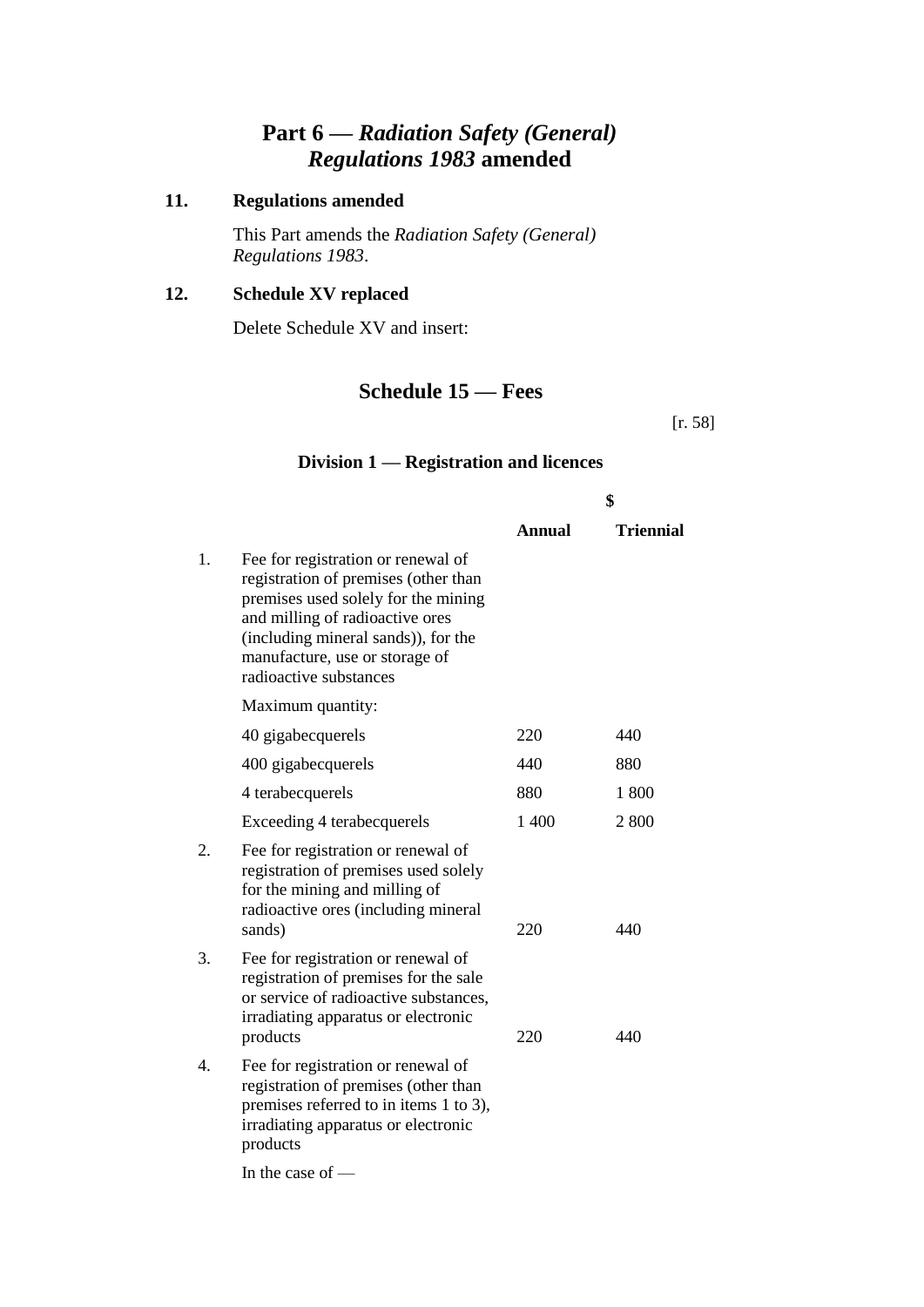## Part 6 — *Radiation Safety (General) Regulations 1983* amended

### 11. Regulations amended

This Part amends the *Radiation Safety (General) Regulations 1983*.

### 12. Schedule XV replaced

Delete Schedule XV and insert:

## Schedule 15 — Fees

[r. 58]

### Division 1 — Registration and licences

| | | $ | |
|---|---|---|---|
| | | **Annual** | **Triennial** |
| 1. | Fee for registration or renewal of registration of premises (other than premises used solely for the mining and milling of radioactive ores (including mineral sands)), for the manufacture, use or storage of radioactive substances | | |
| | Maximum quantity: | | |
| | 40 gigabecquerels | 220 | 440 |
| | 400 gigabecquerels | 440 | 880 |
| | 4 terabecquerels | 880 | 1 800 |
| | Exceeding 4 terabecquerels | 1 400 | 2 800 |
| 2. | Fee for registration or renewal of registration of premises used solely for the mining and milling of radioactive ores (including mineral sands) | 220 | 440 |
| 3. | Fee for registration or renewal of registration of premises for the sale or service of radioactive substances, irradiating apparatus or electronic products | 220 | 440 |
| 4. | Fee for registration or renewal of registration of premises (other than premises referred to in items 1 to 3), irradiating apparatus or electronic products | | |
| | In the case of — | | |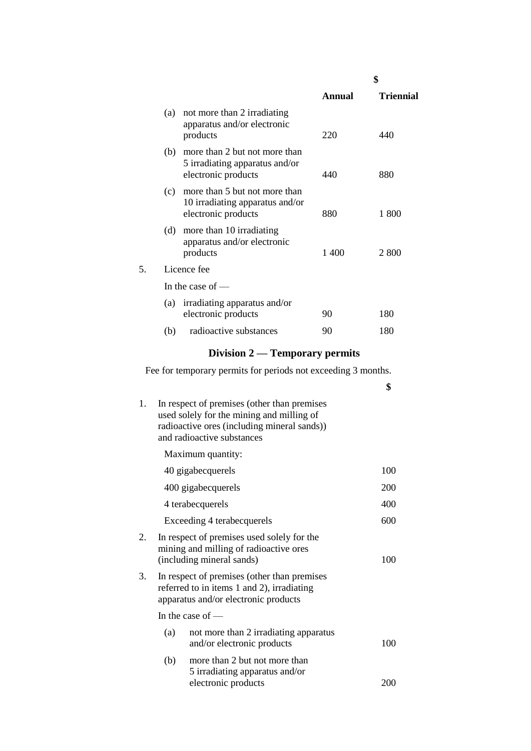| | | Annual ($) | Triennial ($) |
|---|---|---|---|
| | (a) not more than 2 irradiating apparatus and/or electronic products | 220 | 440 |
| | (b) more than 2 but not more than 5 irradiating apparatus and/or electronic products | 440 | 880 |
| | (c) more than 5 but not more than 10 irradiating apparatus and/or electronic products | 880 | 1 800 |
| | (d) more than 10 irradiating apparatus and/or electronic products | 1 400 | 2 800 |
| 5. | Licence fee | | |
| | In the case of — | | |
| | (a) irradiating apparatus and/or electronic products | 90 | 180 |
| | (b) radioactive substances | 90 | 180 |

## Division 2 — Temporary permits

Fee for temporary permits for periods not exceeding 3 months.

| | | $ |
|---|---|---|
| 1. | In respect of premises (other than premises used solely for the mining and milling of radioactive ores (including mineral sands)) and radioactive substances | |
| | Maximum quantity: | |
| | 40 gigabecquerels | 100 |
| | 400 gigabecquerels | 200 |
| | 4 terabecquerels | 400 |
| | Exceeding 4 terabecquerels | 600 |
| 2. | In respect of premises used solely for the mining and milling of radioactive ores (including mineral sands) | 100 |
| 3. | In respect of premises (other than premises referred to in items 1 and 2), irradiating apparatus and/or electronic products | |
| | In the case of — | |
| | (a) not more than 2 irradiating apparatus and/or electronic products | 100 |
| | (b) more than 2 but not more than 5 irradiating apparatus and/or electronic products | 200 |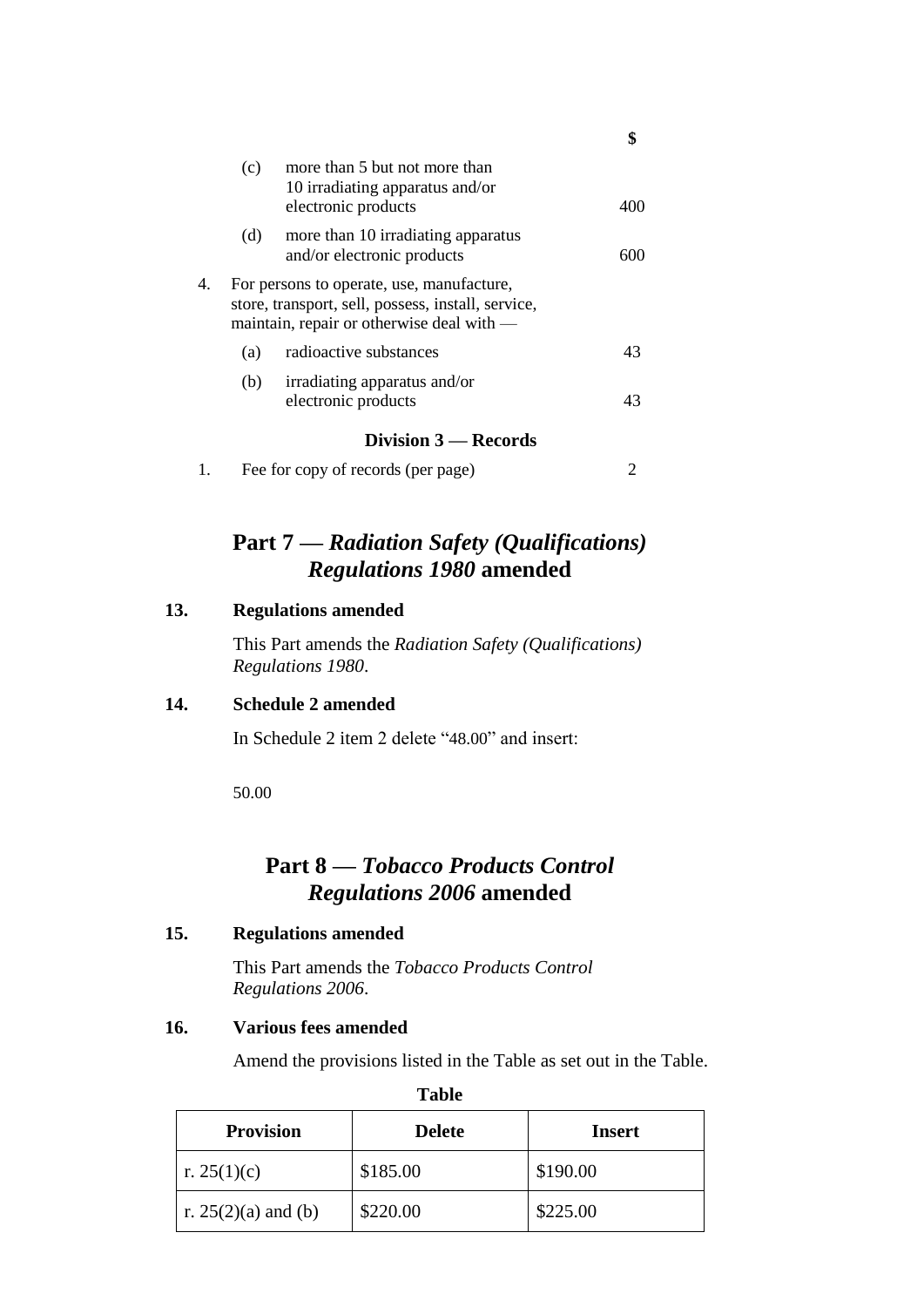| | | | $ |
|---|---|---|---|
| | (c) | more than 5 but not more than 10 irradiating apparatus and/or electronic products | 400 |
| | (d) | more than 10 irradiating apparatus and/or electronic products | 600 |
| 4. | For persons to operate, use, manufacture, store, transport, sell, possess, install, service, maintain, repair or otherwise deal with — | | |
| | (a) | radioactive substances | 43 |
| | (b) | irradiating apparatus and/or electronic products | 43 |

**Division 3 — Records**

| | | |
|---|---|---|
| 1. | Fee for copy of records (per page) | 2 |

## Part 7 — *Radiation Safety (Qualifications) Regulations 1980* amended

**13. Regulations amended**

This Part amends the *Radiation Safety (Qualifications) Regulations 1980*.

**14. Schedule 2 amended**

In Schedule 2 item 2 delete "48.00" and insert:

50.00

## Part 8 — *Tobacco Products Control Regulations 2006* amended

**15. Regulations amended**

This Part amends the *Tobacco Products Control Regulations 2006*.

**16. Various fees amended**

Amend the provisions listed in the Table as set out in the Table.

**Table**

| Provision | Delete | Insert |
|---|---|---|
| r. 25(1)(c) | $185.00 | $190.00 |
| r. 25(2)(a) and (b) | $220.00 | $225.00 |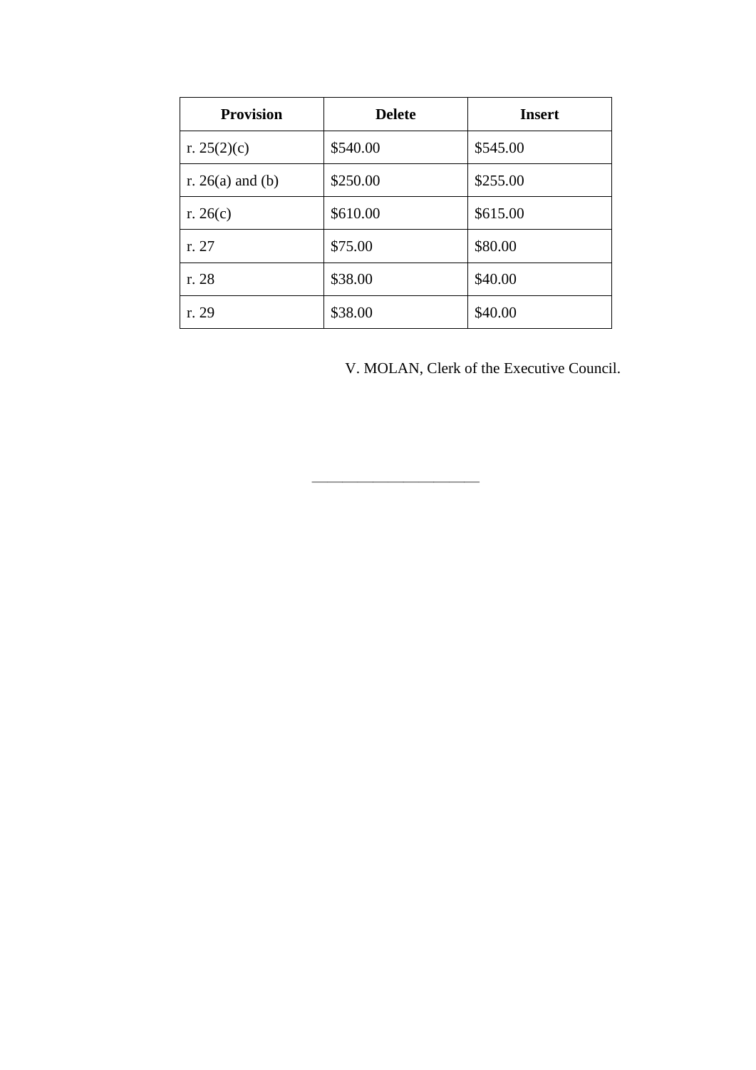| Provision | Delete | Insert |
|---|---|---|
| r. 25(2)(c) | $540.00 | $545.00 |
| r. 26(a) and (b) | $250.00 | $255.00 |
| r. 26(c) | $610.00 | $615.00 |
| r. 27 | $75.00 | $80.00 |
| r. 28 | $38.00 | $40.00 |
| r. 29 | $38.00 | $40.00 |

V. MOLAN, Clerk of the Executive Council.

———————————